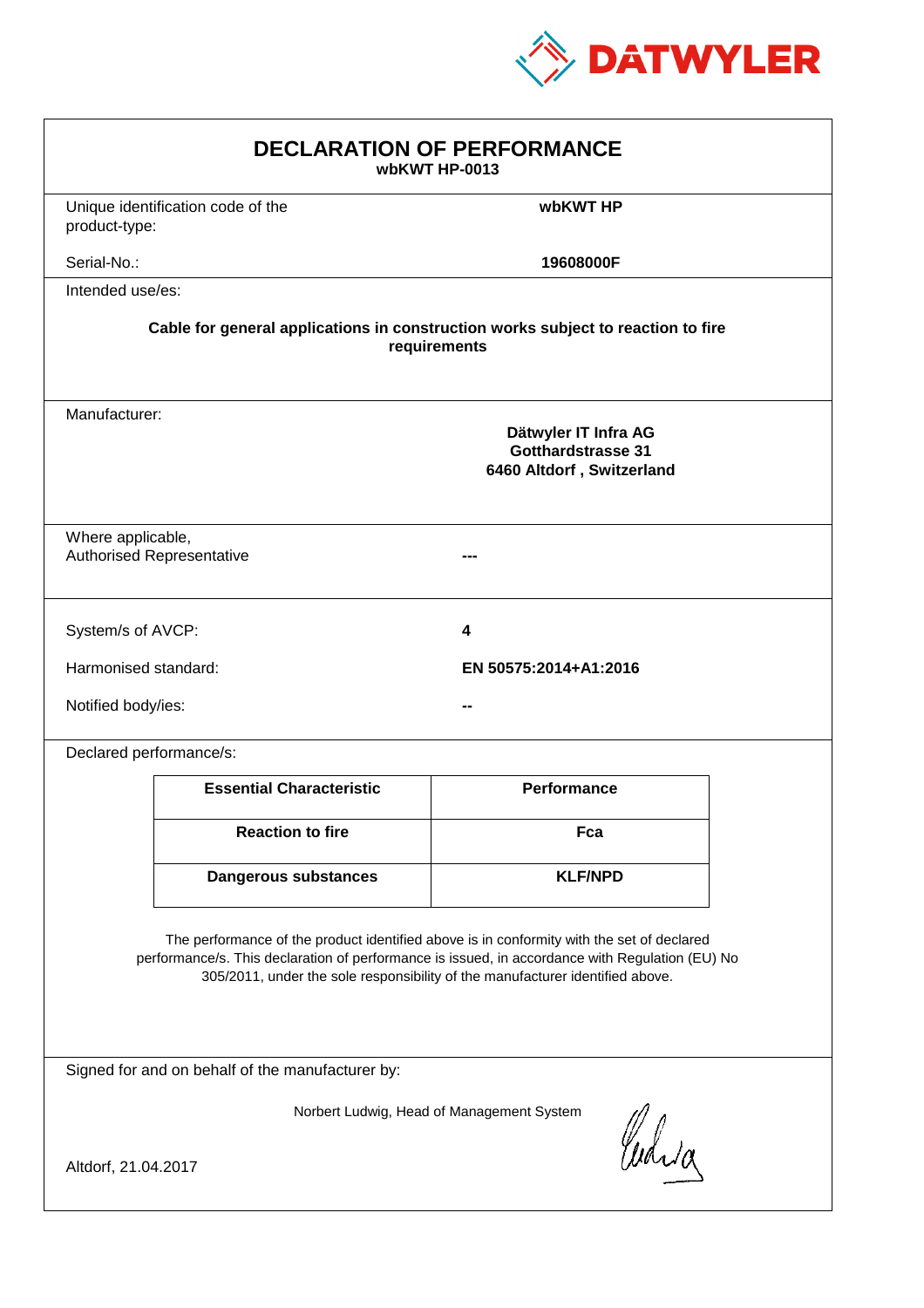# DECLARATION OF PERFORMANCE

**wbKWT HP-0013**

Unique identification code of the product-type: **wbKWT HP**

Serial-No.: **19608000F**

Intended use/es:

**Cable for general applications in construction works subject to reaction to fire requirements**

Manufacturer:

**Dätwyler IT Infra AG**
**Gotthardstrasse 31**
**6460 Altdorf , Switzerland**

Where applicable, Authorised Representative: **---**

System/s of AVCP: **4**

Harmonised standard: **EN 50575:2014+A1:2016**

Notified body/ies: **--**

Declared performance/s:

| Essential Characteristic | Performance |
|---|---|
| **Reaction to fire** | **Fca** |
| **Dangerous substances** | **KLF/NPD** |

The performance of the product identified above is in conformity with the set of declared performance/s. This declaration of performance is issued, in accordance with Regulation (EU) No 305/2011, under the sole responsibility of the manufacturer identified above.

Signed for and on behalf of the manufacturer by:

Norbert Ludwig, Head of Management System

Altdorf, 21.04.2017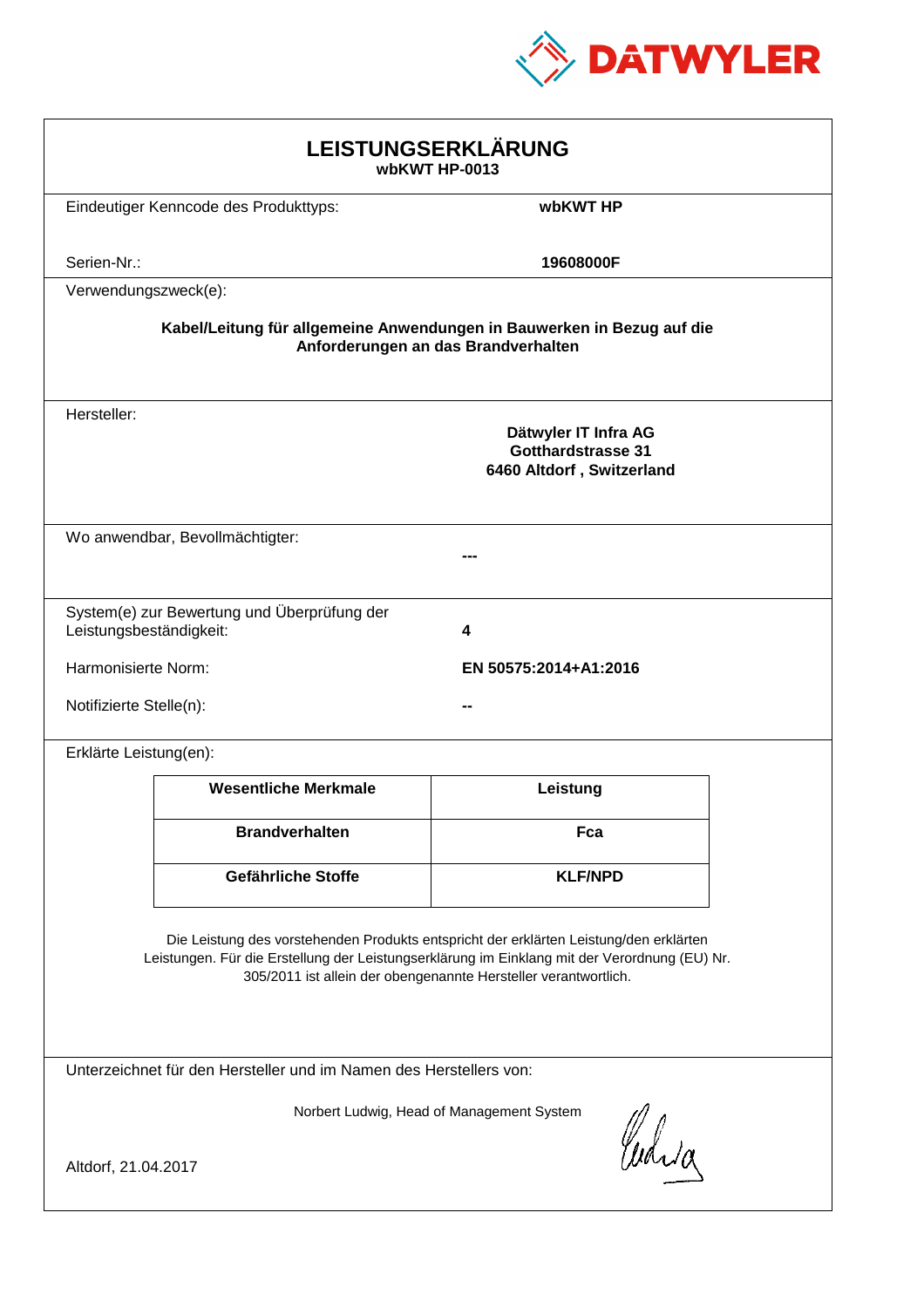DATWYLER

# LEISTUNGSERKLÄRUNG
**wbKWT HP-0013**

Eindeutiger Kenncode des Produkttyps: **wbKWT HP**

Serien-Nr.: **19608000F**

Verwendungszweck(e):

**Kabel/Leitung für allgemeine Anwendungen in Bauwerken in Bezug auf die Anforderungen an das Brandverhalten**

Hersteller:

**Dätwyler IT Infra AG**
**Gotthardstrasse 31**
**6460 Altdorf , Switzerland**

Wo anwendbar, Bevollmächtigter: **---**

System(e) zur Bewertung und Überprüfung der Leistungsbeständigkeit: **4**

Harmonisierte Norm: **EN 50575:2014+A1:2016**

Notifizierte Stelle(n): **--**

Erklärte Leistung(en):

| Wesentliche Merkmale | Leistung |
|---|---|
| **Brandverhalten** | **Fca** |
| **Gefährliche Stoffe** | **KLF/NPD** |

Die Leistung des vorstehenden Produkts entspricht der erklärten Leistung/den erklärten Leistungen. Für die Erstellung der Leistungserklärung im Einklang mit der Verordnung (EU) Nr. 305/2011 ist allein der obengenannte Hersteller verantwortlich.

Unterzeichnet für den Hersteller und im Namen des Herstellers von:

Norbert Ludwig, Head of Management System

Altdorf, 21.04.2017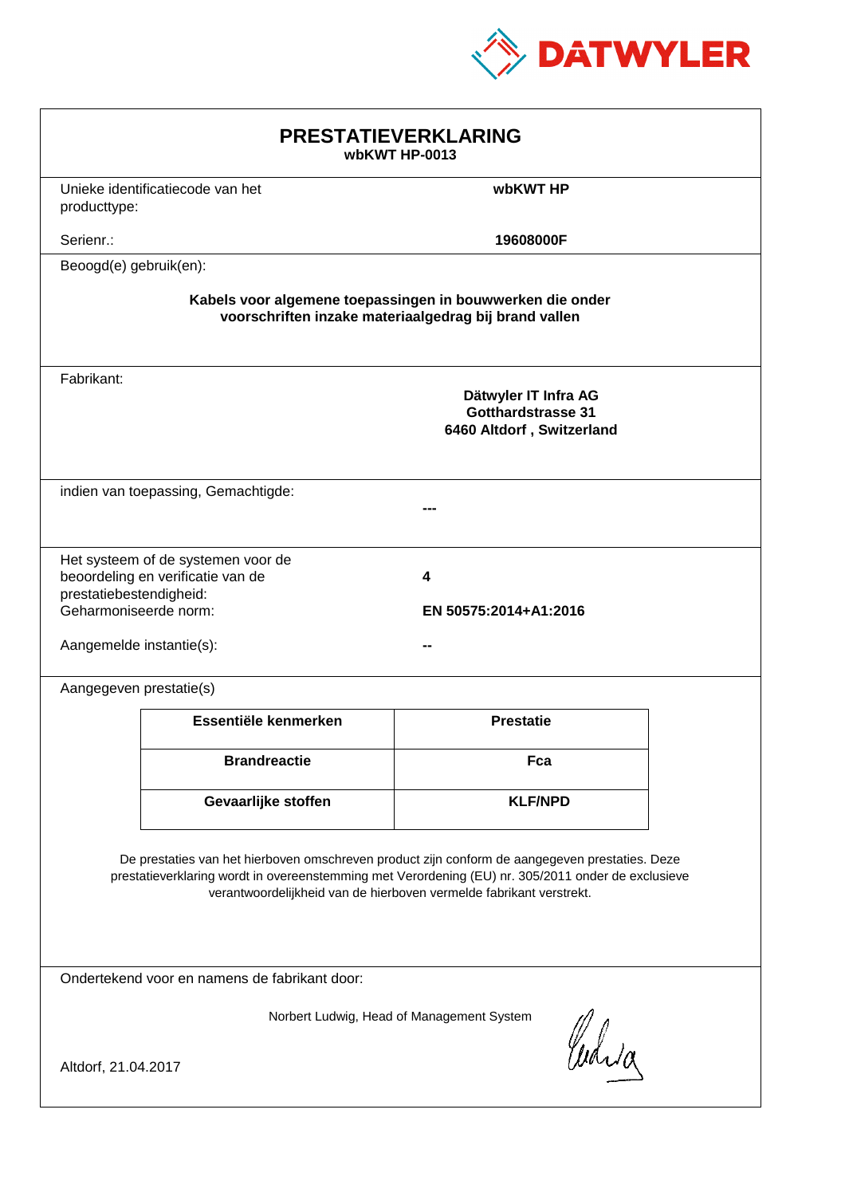# PRESTATIEVERKLARING

**wbKWT HP-0013**

Unieke identificatiecode van het producttype: **wbKWT HP**

Serienr.: **19608000F**

Beoogd(e) gebruik(en):

**Kabels voor algemene toepassingen in bouwwerken die onder voorschriften inzake materiaalgedrag bij brand vallen**

Fabrikant:

**Dätwyler IT Infra AG**
**Gotthardstrasse 31**
**6460 Altdorf , Switzerland**

indien van toepassing, Gemachtigde: **---**

Het systeem of de systemen voor de beoordeling en verificatie van de prestatiebestendigheid: **4**

Geharmoniseerde norm: **EN 50575:2014+A1:2016**

Aangemelde instantie(s): **--**

Aangegeven prestatie(s)

| Essentiële kenmerken | Prestatie |
|---|---|
| **Brandreactie** | **Fca** |
| **Gevaarlijke stoffen** | **KLF/NPD** |

De prestaties van het hierboven omschreven product zijn conform de aangegeven prestaties. Deze prestatieverklaring wordt in overeenstemming met Verordening (EU) nr. 305/2011 onder de exclusieve verantwoordelijkheid van de hierboven vermelde fabrikant verstrekt.

Ondertekend voor en namens de fabrikant door:

Norbert Ludwig, Head of Management System

Altdorf, 21.04.2017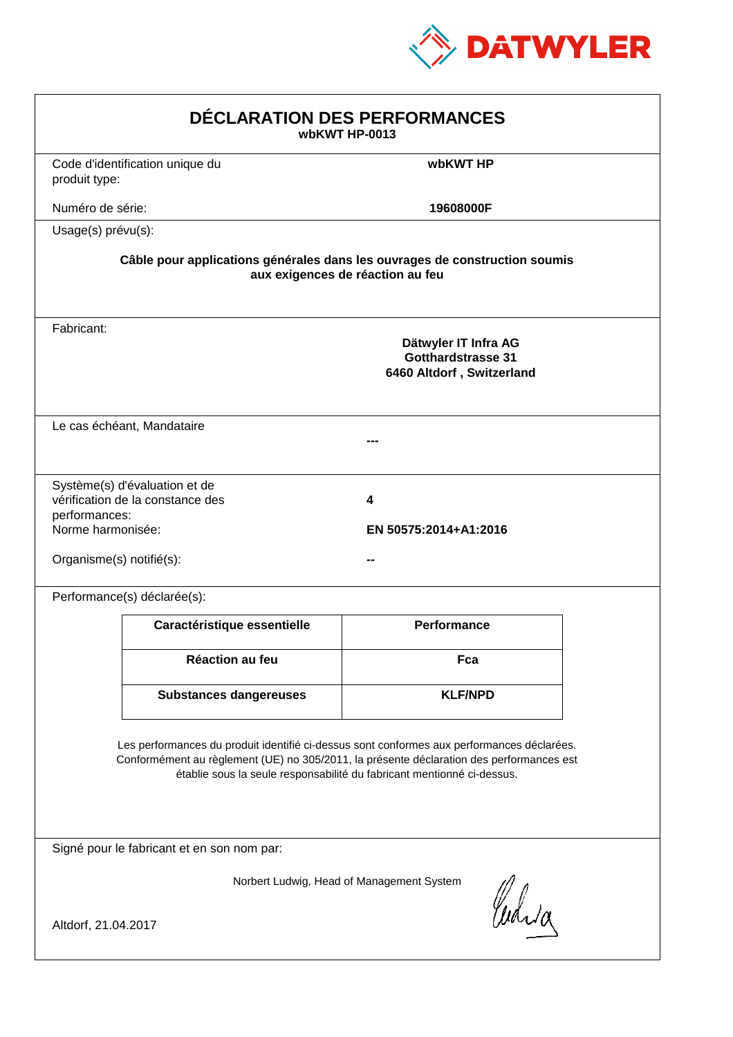DATWYLER

# DÉCLARATION DES PERFORMANCES

**wbKWT HP-0013**

Code d'identification unique du produit type: **wbKWT HP**

Numéro de série: **19608000F**

Usage(s) prévu(s):

**Câble pour applications générales dans les ouvrages de construction soumis aux exigences de réaction au feu**

Fabricant:

**Dätwyler IT Infra AG**
**Gotthardstrasse 31**
**6460 Altdorf , Switzerland**

Le cas échéant, Mandataire

**---**

Système(s) d'évaluation et de vérification de la constance des performances: **4**

Norme harmonisée: **EN 50575:2014+A1:2016**

Organisme(s) notifié(s): **--**

Performance(s) déclarée(s):

| Caractéristique essentielle | Performance |
|---|---|
| Réaction au feu | Fca |
| Substances dangereuses | KLF/NPD |

Les performances du produit identifié ci-dessus sont conformes aux performances déclarées. Conformément au règlement (UE) no 305/2011, la présente déclaration des performances est établie sous la seule responsabilité du fabricant mentionné ci-dessus.

Signé pour le fabricant et en son nom par:

Norbert Ludwig, Head of Management System

Altdorf, 21.04.2017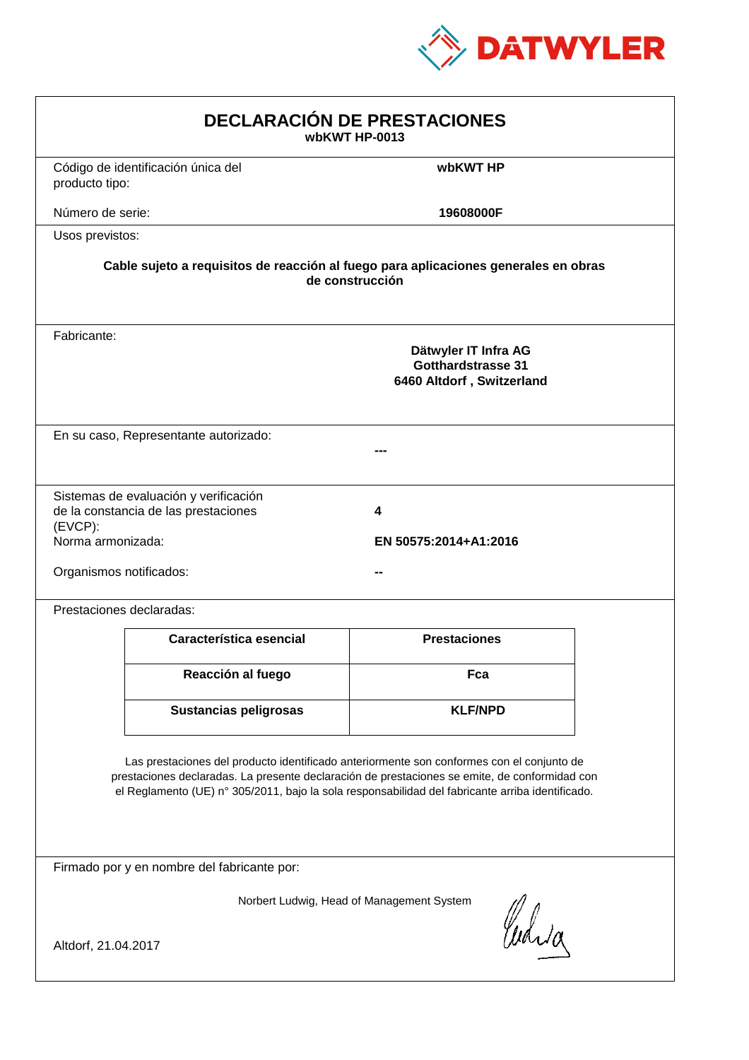DATWYLER

# DECLARACIÓN DE PRESTACIONES

**wbKWT HP-0013**

Código de identificación única del producto tipo: **wbKWT HP**

Número de serie: **19608000F**

Usos previstos:

**Cable sujeto a requisitos de reacción al fuego para aplicaciones generales en obras de construcción**

Fabricante:

**Dätwyler IT Infra AG**
**Gotthardstrasse 31**
**6460 Altdorf , Switzerland**

En su caso, Representante autorizado: **---**

Sistemas de evaluación y verificación de la constancia de las prestaciones (EVCP): **4**

Norma armonizada: **EN 50575:2014+A1:2016**

Organismos notificados: **--**

Prestaciones declaradas:

| Característica esencial | Prestaciones |
| --- | --- |
| **Reacción al fuego** | **Fca** |
| **Sustancias peligrosas** | **KLF/NPD** |

Las prestaciones del producto identificado anteriormente son conformes con el conjunto de prestaciones declaradas. La presente declaración de prestaciones se emite, de conformidad con el Reglamento (UE) n° 305/2011, bajo la sola responsabilidad del fabricante arriba identificado.

Firmado por y en nombre del fabricante por:

Norbert Ludwig, Head of Management System

Altdorf, 21.04.2017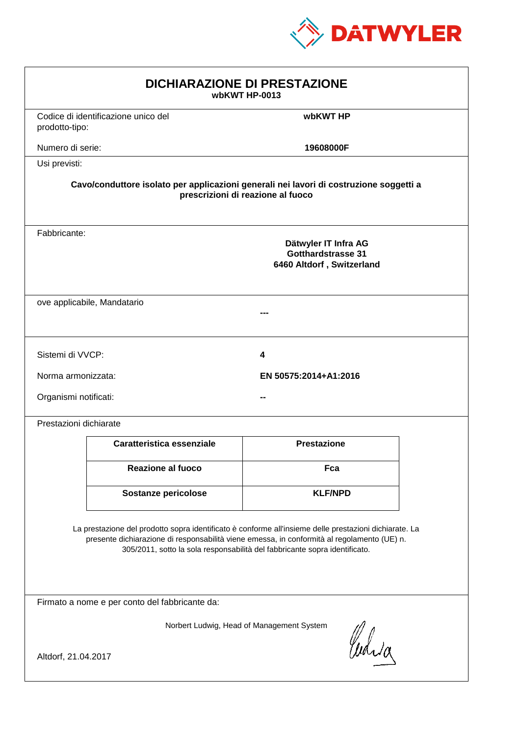DATWYLER

# DICHIARAZIONE DI PRESTAZIONE

**wbKWT HP-0013**

Codice di identificazione unico del prodotto-tipo: **wbKWT HP**

Numero di serie: **19608000F**

Usi previsti:

**Cavo/conduttore isolato per applicazioni generali nei lavori di costruzione soggetti a prescrizioni di reazione al fuoco**

Fabbricante:

**Dätwyler IT Infra AG**
**Gotthardstrasse 31**
**6460 Altdorf , Switzerland**

ove applicabile, Mandatario

**---**

Sistemi di VVCP: **4**

Norma armonizzata: **EN 50575:2014+A1:2016**

Organismi notificati: **--**

Prestazioni dichiarate

| Caratteristica essenziale | Prestazione |
|---|---|
| **Reazione al fuoco** | **Fca** |
| **Sostanze pericolose** | **KLF/NPD** |

La prestazione del prodotto sopra identificato è conforme all'insieme delle prestazioni dichiarate. La presente dichiarazione di responsabilità viene emessa, in conformità al regolamento (UE) n. 305/2011, sotto la sola responsabilità del fabbricante sopra identificato.

Firmato a nome e per conto del fabbricante da:

Norbert Ludwig, Head of Management System

Altdorf, 21.04.2017